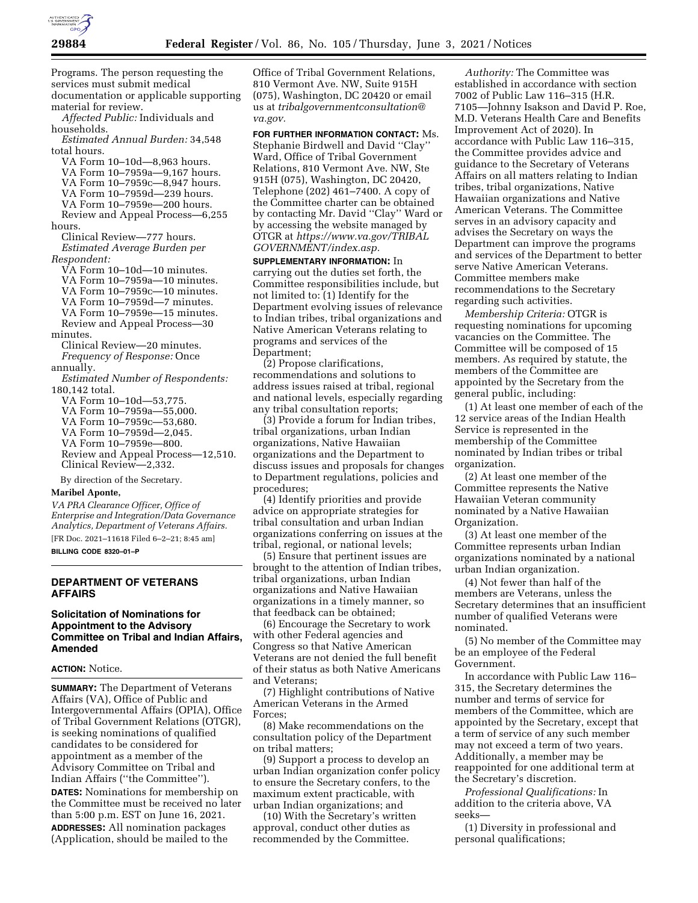Programs. The person requesting the services must submit medical documentation or applicable supporting material for review.

*Affected Public:* Individuals and households.

*Estimated Annual Burden:* 34,548 total hours.

VA Form 10–10d—8,963 hours.
VA Form 10–7959a—9,167 hours.
VA Form 10–7959c—8,947 hours.
VA Form 10–7959d—239 hours.
VA Form 10–7959e—200 hours.
Review and Appeal Process—6,255 hours.
Clinical Review—777 hours.

*Estimated Average Burden per Respondent:*

VA Form 10–10d—10 minutes.
VA Form 10–7959a—10 minutes.
VA Form 10–7959c—10 minutes.
VA Form 10–7959d—7 minutes.
VA Form 10–7959e—15 minutes.
Review and Appeal Process—30 minutes.
Clinical Review—20 minutes.

*Frequency of Response:* Once annually.

*Estimated Number of Respondents:* 180,142 total.

VA Form 10–10d—53,775.
VA Form 10–7959a—55,000.
VA Form 10–7959c—53,680.
VA Form 10–7959d—2,045.
VA Form 10–7959e—800.
Review and Appeal Process—12,510.
Clinical Review—2,332.

By direction of the Secretary.

**Maribel Aponte,**

*VA PRA Clearance Officer, Office of Enterprise and Integration/Data Governance Analytics, Department of Veterans Affairs.*

[FR Doc. 2021–11618 Filed 6–2–21; 8:45 am]

**BILLING CODE 8320–01–P**

## DEPARTMENT OF VETERANS AFFAIRS

### Solicitation of Nominations for Appointment to the Advisory Committee on Tribal and Indian Affairs, Amended

**ACTION:** Notice.

**SUMMARY:** The Department of Veterans Affairs (VA), Office of Public and Intergovernmental Affairs (OPIA), Office of Tribal Government Relations (OTGR), is seeking nominations of qualified candidates to be considered for appointment as a member of the Advisory Committee on Tribal and Indian Affairs (''the Committee'').

**DATES:** Nominations for membership on the Committee must be received no later than 5:00 p.m. EST on June 16, 2021.

**ADDRESSES:** All nomination packages (Application, should be mailed to the Office of Tribal Government Relations, 810 Vermont Ave. NW, Suite 915H (075), Washington, DC 20420 or email us at *tribalgovernmentconsultation@va.gov.*

**FOR FURTHER INFORMATION CONTACT:** Ms. Stephanie Birdwell and David ''Clay'' Ward, Office of Tribal Government Relations, 810 Vermont Ave. NW, Ste 915H (075), Washington, DC 20420, Telephone (202) 461–7400. A copy of the Committee charter can be obtained by contacting Mr. David ''Clay'' Ward or by accessing the website managed by OTGR at *https://www.va.gov/TRIBALGOVERNMENT/index.asp.*

**SUPPLEMENTARY INFORMATION:** In carrying out the duties set forth, the Committee responsibilities include, but not limited to: (1) Identify for the Department evolving issues of relevance to Indian tribes, tribal organizations and Native American Veterans relating to programs and services of the Department;

(2) Propose clarifications, recommendations and solutions to address issues raised at tribal, regional and national levels, especially regarding any tribal consultation reports;

(3) Provide a forum for Indian tribes, tribal organizations, urban Indian organizations, Native Hawaiian organizations and the Department to discuss issues and proposals for changes to Department regulations, policies and procedures;

(4) Identify priorities and provide advice on appropriate strategies for tribal consultation and urban Indian organizations conferring on issues at the tribal, regional, or national levels;

(5) Ensure that pertinent issues are brought to the attention of Indian tribes, tribal organizations, urban Indian organizations and Native Hawaiian organizations in a timely manner, so that feedback can be obtained;

(6) Encourage the Secretary to work with other Federal agencies and Congress so that Native American Veterans are not denied the full benefit of their status as both Native Americans and Veterans;

(7) Highlight contributions of Native American Veterans in the Armed Forces;

(8) Make recommendations on the consultation policy of the Department on tribal matters;

(9) Support a process to develop an urban Indian organization confer policy to ensure the Secretary confers, to the maximum extent practicable, with urban Indian organizations; and

(10) With the Secretary's written approval, conduct other duties as recommended by the Committee.

*Authority:* The Committee was established in accordance with section 7002 of Public Law 116–315 (H.R. 7105—Johnny Isakson and David P. Roe, M.D. Veterans Health Care and Benefits Improvement Act of 2020). In accordance with Public Law 116–315, the Committee provides advice and guidance to the Secretary of Veterans Affairs on all matters relating to Indian tribes, tribal organizations, Native Hawaiian organizations and Native American Veterans. The Committee serves in an advisory capacity and advises the Secretary on ways the Department can improve the programs and services of the Department to better serve Native American Veterans. Committee members make recommendations to the Secretary regarding such activities.

*Membership Criteria:* OTGR is requesting nominations for upcoming vacancies on the Committee. The Committee will be composed of 15 members. As required by statute, the members of the Committee are appointed by the Secretary from the general public, including:

(1) At least one member of each of the 12 service areas of the Indian Health Service is represented in the membership of the Committee nominated by Indian tribes or tribal organization.

(2) At least one member of the Committee represents the Native Hawaiian Veteran community nominated by a Native Hawaiian Organization.

(3) At least one member of the Committee represents urban Indian organizations nominated by a national urban Indian organization.

(4) Not fewer than half of the members are Veterans, unless the Secretary determines that an insufficient number of qualified Veterans were nominated.

(5) No member of the Committee may be an employee of the Federal Government.

In accordance with Public Law 116–315, the Secretary determines the number and terms of service for members of the Committee, which are appointed by the Secretary, except that a term of service of any such member may not exceed a term of two years. Additionally, a member may be reappointed for one additional term at the Secretary's discretion.

*Professional Qualifications:* In addition to the criteria above, VA seeks—

(1) Diversity in professional and personal qualifications;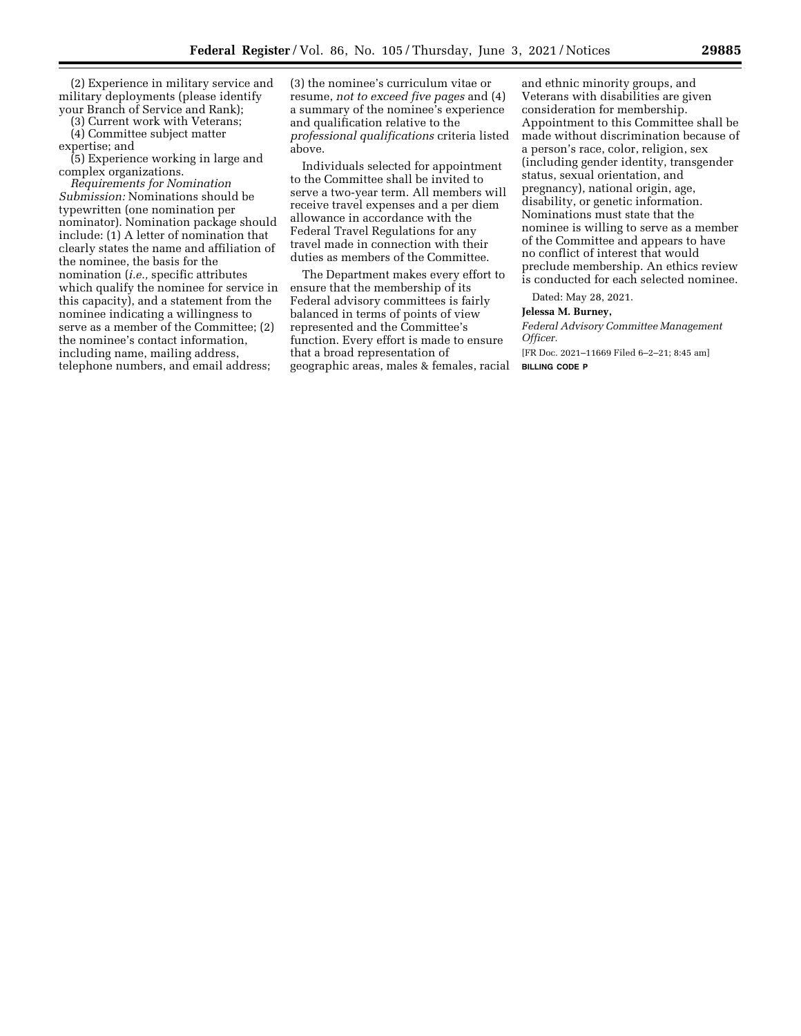(2) Experience in military service and military deployments (please identify your Branch of Service and Rank);

(3) Current work with Veterans;

(4) Committee subject matter expertise; and

(5) Experience working in large and complex organizations.

*Requirements for Nomination Submission:* Nominations should be typewritten (one nomination per nominator). Nomination package should include: (1) A letter of nomination that clearly states the name and affiliation of the nominee, the basis for the nomination (*i.e.,* specific attributes which qualify the nominee for service in this capacity), and a statement from the nominee indicating a willingness to serve as a member of the Committee; (2) the nominee's contact information, including name, mailing address, telephone numbers, and email address; (3) the nominee's curriculum vitae or resume, *not to exceed five pages* and (4) a summary of the nominee's experience and qualification relative to the *professional qualifications* criteria listed above.

Individuals selected for appointment to the Committee shall be invited to serve a two-year term. All members will receive travel expenses and a per diem allowance in accordance with the Federal Travel Regulations for any travel made in connection with their duties as members of the Committee.

The Department makes every effort to ensure that the membership of its Federal advisory committees is fairly balanced in terms of points of view represented and the Committee's function. Every effort is made to ensure that a broad representation of geographic areas, males & females, racial and ethnic minority groups, and Veterans with disabilities are given consideration for membership. Appointment to this Committee shall be made without discrimination because of a person's race, color, religion, sex (including gender identity, transgender status, sexual orientation, and pregnancy), national origin, age, disability, or genetic information. Nominations must state that the nominee is willing to serve as a member of the Committee and appears to have no conflict of interest that would preclude membership. An ethics review is conducted for each selected nominee.

Dated: May 28, 2021.

**Jelessa M. Burney,**

*Federal Advisory Committee Management Officer.*

[FR Doc. 2021–11669 Filed 6–2–21; 8:45 am]

**BILLING CODE P**